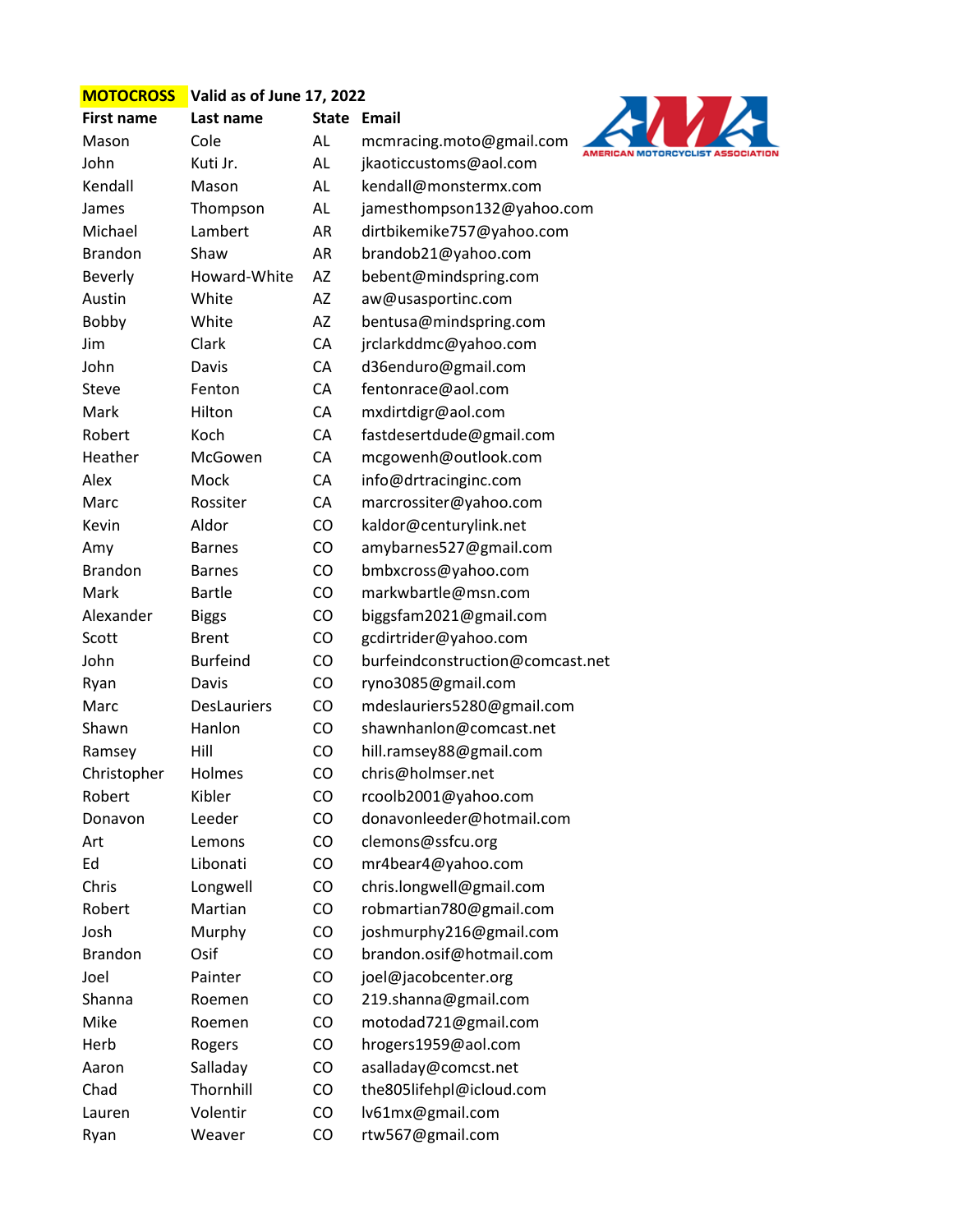**MOTOCROSS** **Valid as of June 17, 2022**

AMERICAN MOTORCYCLIST ASSOCIATION

| First name | Last name | State | Email |
|---|---|---|---|
| Mason | Cole | AL | mcmracing.moto@gmail.com |
| John | Kuti Jr. | AL | jkaoticcustoms@aol.com |
| Kendall | Mason | AL | kendall@monstermx.com |
| James | Thompson | AL | jamesthompson132@yahoo.com |
| Michael | Lambert | AR | dirtbikemike757@yahoo.com |
| Brandon | Shaw | AR | brandob21@yahoo.com |
| Beverly | Howard-White | AZ | bebent@mindspring.com |
| Austin | White | AZ | aw@usasportinc.com |
| Bobby | White | AZ | bentusa@mindspring.com |
| Jim | Clark | CA | jrclarkddmc@yahoo.com |
| John | Davis | CA | d36enduro@gmail.com |
| Steve | Fenton | CA | fentonrace@aol.com |
| Mark | Hilton | CA | mxdirtdigr@aol.com |
| Robert | Koch | CA | fastdesertdude@gmail.com |
| Heather | McGowen | CA | mcgowenh@outlook.com |
| Alex | Mock | CA | info@drtracinginc.com |
| Marc | Rossiter | CA | marcrossiter@yahoo.com |
| Kevin | Aldor | CO | kaldor@centurylink.net |
| Amy | Barnes | CO | amybarnes527@gmail.com |
| Brandon | Barnes | CO | bmbxcross@yahoo.com |
| Mark | Bartle | CO | markwbartle@msn.com |
| Alexander | Biggs | CO | biggsfam2021@gmail.com |
| Scott | Brent | CO | gcdirtrider@yahoo.com |
| John | Burfeind | CO | burfeindconstruction@comcast.net |
| Ryan | Davis | CO | ryno3085@gmail.com |
| Marc | DesLauriers | CO | mdeslauriers5280@gmail.com |
| Shawn | Hanlon | CO | shawnhanlon@comcast.net |
| Ramsey | Hill | CO | hill.ramsey88@gmail.com |
| Christopher | Holmes | CO | chris@holmser.net |
| Robert | Kibler | CO | rcoolb2001@yahoo.com |
| Donavon | Leeder | CO | donavonleeder@hotmail.com |
| Art | Lemons | CO | clemons@ssfcu.org |
| Ed | Libonati | CO | mr4bear4@yahoo.com |
| Chris | Longwell | CO | chris.longwell@gmail.com |
| Robert | Martian | CO | robmartian780@gmail.com |
| Josh | Murphy | CO | joshmurphy216@gmail.com |
| Brandon | Osif | CO | brandon.osif@hotmail.com |
| Joel | Painter | CO | joel@jacobcenter.org |
| Shanna | Roemen | CO | 219.shanna@gmail.com |
| Mike | Roemen | CO | motodad721@gmail.com |
| Herb | Rogers | CO | hrogers1959@aol.com |
| Aaron | Salladay | CO | asalladay@comcst.net |
| Chad | Thornhill | CO | the805lifehpl@icloud.com |
| Lauren | Volentir | CO | lv61mx@gmail.com |
| Ryan | Weaver | CO | rtw567@gmail.com |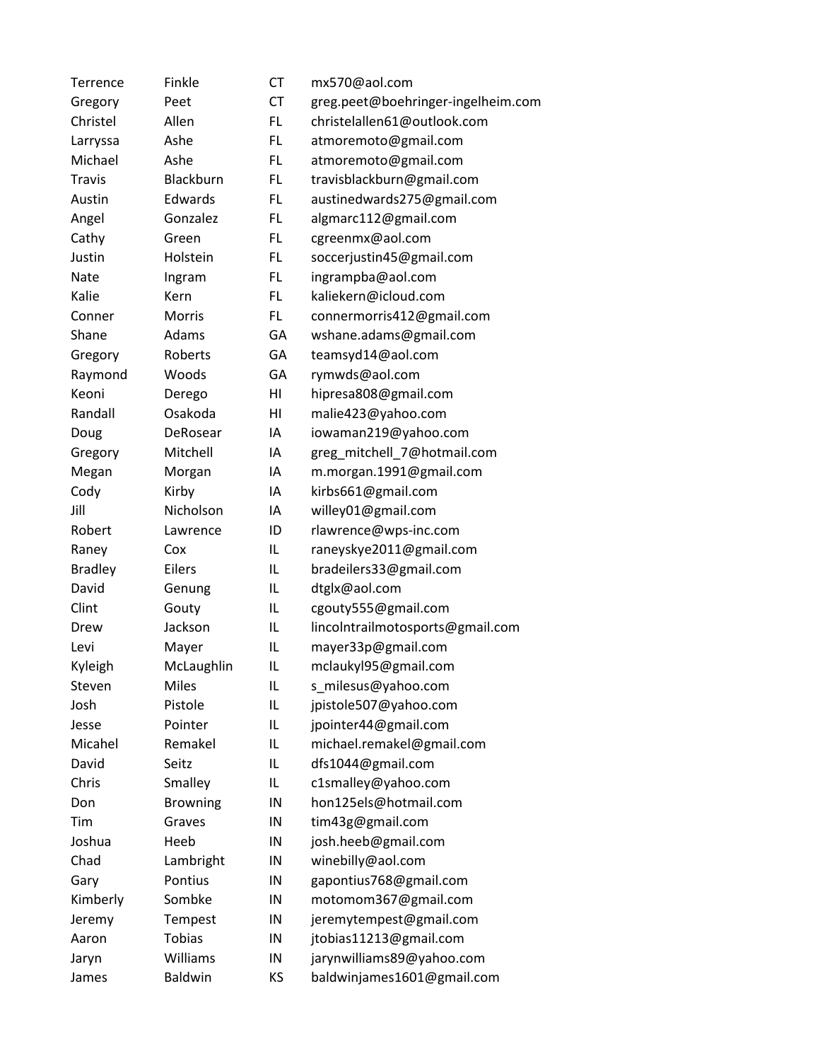| | | | |
|---|---|---|---|
| Terrence | Finkle | CT | mx570@aol.com |
| Gregory | Peet | CT | greg.peet@boehringer-ingelheim.com |
| Christel | Allen | FL | christelallen61@outlook.com |
| Larryssa | Ashe | FL | atmoremoto@gmail.com |
| Michael | Ashe | FL | atmoremoto@gmail.com |
| Travis | Blackburn | FL | travisblackburn@gmail.com |
| Austin | Edwards | FL | austinedwards275@gmail.com |
| Angel | Gonzalez | FL | algmarc112@gmail.com |
| Cathy | Green | FL | cgreenmx@aol.com |
| Justin | Holstein | FL | soccerjustin45@gmail.com |
| Nate | Ingram | FL | ingrampba@aol.com |
| Kalie | Kern | FL | kaliekern@icloud.com |
| Conner | Morris | FL | connermorris412@gmail.com |
| Shane | Adams | GA | wshane.adams@gmail.com |
| Gregory | Roberts | GA | teamsyd14@aol.com |
| Raymond | Woods | GA | rymwds@aol.com |
| Keoni | Derego | HI | hipresa808@gmail.com |
| Randall | Osakoda | HI | malie423@yahoo.com |
| Doug | DeRosear | IA | iowaman219@yahoo.com |
| Gregory | Mitchell | IA | greg_mitchell_7@hotmail.com |
| Megan | Morgan | IA | m.morgan.1991@gmail.com |
| Cody | Kirby | IA | kirbs661@gmail.com |
| Jill | Nicholson | IA | willey01@gmail.com |
| Robert | Lawrence | ID | rlawrence@wps-inc.com |
| Raney | Cox | IL | raneyskye2011@gmail.com |
| Bradley | Eilers | IL | bradeilers33@gmail.com |
| David | Genung | IL | dtglx@aol.com |
| Clint | Gouty | IL | cgouty555@gmail.com |
| Drew | Jackson | IL | lincolntrailmotosports@gmail.com |
| Levi | Mayer | IL | mayer33p@gmail.com |
| Kyleigh | McLaughlin | IL | mclaukyl95@gmail.com |
| Steven | Miles | IL | s_milesus@yahoo.com |
| Josh | Pistole | IL | jpistole507@yahoo.com |
| Jesse | Pointer | IL | jpointer44@gmail.com |
| Micahel | Remakel | IL | michael.remakel@gmail.com |
| David | Seitz | IL | dfs1044@gmail.com |
| Chris | Smalley | IL | c1smalley@yahoo.com |
| Don | Browning | IN | hon125els@hotmail.com |
| Tim | Graves | IN | tim43g@gmail.com |
| Joshua | Heeb | IN | josh.heeb@gmail.com |
| Chad | Lambright | IN | winebilly@aol.com |
| Gary | Pontius | IN | gapontius768@gmail.com |
| Kimberly | Sombke | IN | motomom367@gmail.com |
| Jeremy | Tempest | IN | jeremytempest@gmail.com |
| Aaron | Tobias | IN | jtobias11213@gmail.com |
| Jaryn | Williams | IN | jarynwilliams89@yahoo.com |
| James | Baldwin | KS | baldwinjames1601@gmail.com |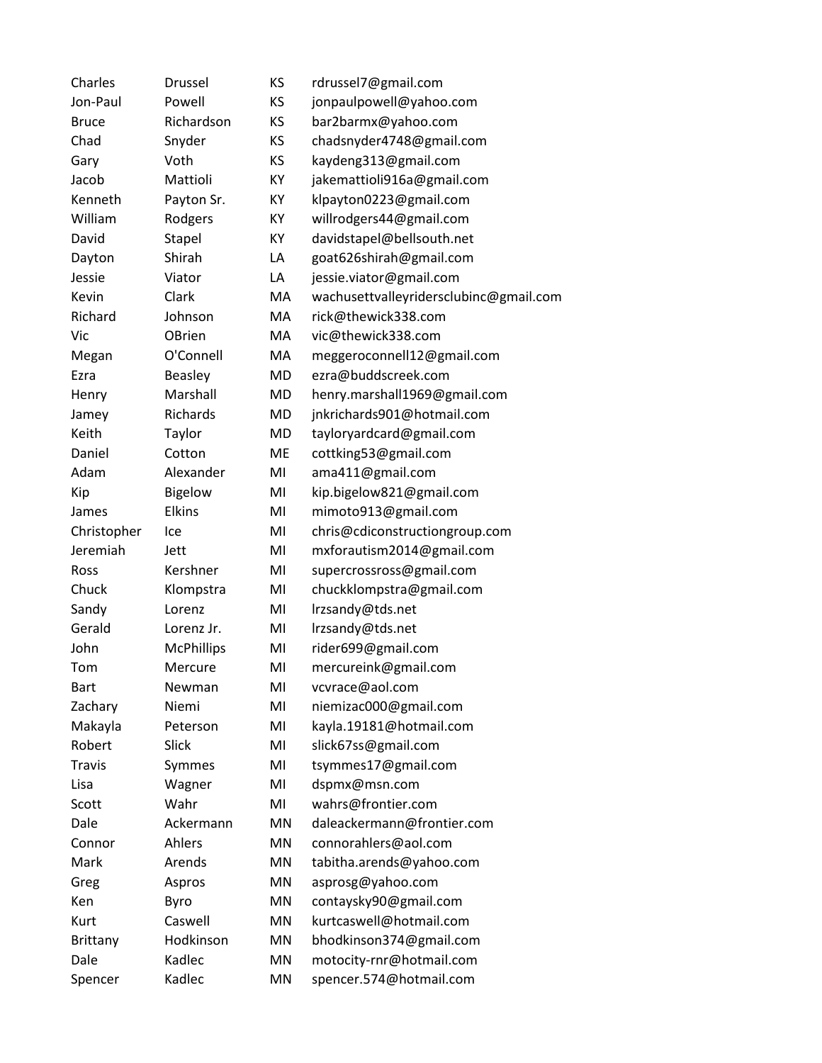| | | | |
|---|---|---|---|
| Charles | Drussel | KS | rdrussel7@gmail.com |
| Jon-Paul | Powell | KS | jonpaulpowell@yahoo.com |
| Bruce | Richardson | KS | bar2barmx@yahoo.com |
| Chad | Snyder | KS | chadsnyder4748@gmail.com |
| Gary | Voth | KS | kaydeng313@gmail.com |
| Jacob | Mattioli | KY | jakemattioli916a@gmail.com |
| Kenneth | Payton Sr. | KY | klpayton0223@gmail.com |
| William | Rodgers | KY | willrodgers44@gmail.com |
| David | Stapel | KY | davidstapel@bellsouth.net |
| Dayton | Shirah | LA | goat626shirah@gmail.com |
| Jessie | Viator | LA | jessie.viator@gmail.com |
| Kevin | Clark | MA | wachusettvalleyridersclubinc@gmail.com |
| Richard | Johnson | MA | rick@thewick338.com |
| Vic | OBrien | MA | vic@thewick338.com |
| Megan | O'Connell | MA | meggeroconnell12@gmail.com |
| Ezra | Beasley | MD | ezra@buddscreek.com |
| Henry | Marshall | MD | henry.marshall1969@gmail.com |
| Jamey | Richards | MD | jnkrichards901@hotmail.com |
| Keith | Taylor | MD | tayloryardcard@gmail.com |
| Daniel | Cotton | ME | cottking53@gmail.com |
| Adam | Alexander | MI | ama411@gmail.com |
| Kip | Bigelow | MI | kip.bigelow821@gmail.com |
| James | Elkins | MI | mimoto913@gmail.com |
| Christopher | Ice | MI | chris@cdiconstructiongroup.com |
| Jeremiah | Jett | MI | mxforautism2014@gmail.com |
| Ross | Kershner | MI | supercrossross@gmail.com |
| Chuck | Klompstra | MI | chuckklompstra@gmail.com |
| Sandy | Lorenz | MI | lrzsandy@tds.net |
| Gerald | Lorenz Jr. | MI | lrzsandy@tds.net |
| John | McPhillips | MI | rider699@gmail.com |
| Tom | Mercure | MI | mercureink@gmail.com |
| Bart | Newman | MI | vcvrace@aol.com |
| Zachary | Niemi | MI | niemizac000@gmail.com |
| Makayla | Peterson | MI | kayla.19181@hotmail.com |
| Robert | Slick | MI | slick67ss@gmail.com |
| Travis | Symmes | MI | tsymmes17@gmail.com |
| Lisa | Wagner | MI | dspmx@msn.com |
| Scott | Wahr | MI | wahrs@frontier.com |
| Dale | Ackermann | MN | daleackermann@frontier.com |
| Connor | Ahlers | MN | connorahlers@aol.com |
| Mark | Arends | MN | tabitha.arends@yahoo.com |
| Greg | Aspros | MN | asprosg@yahoo.com |
| Ken | Byro | MN | contaysky90@gmail.com |
| Kurt | Caswell | MN | kurtcaswell@hotmail.com |
| Brittany | Hodkinson | MN | bhodkinson374@gmail.com |
| Dale | Kadlec | MN | motocity-rnr@hotmail.com |
| Spencer | Kadlec | MN | spencer.574@hotmail.com |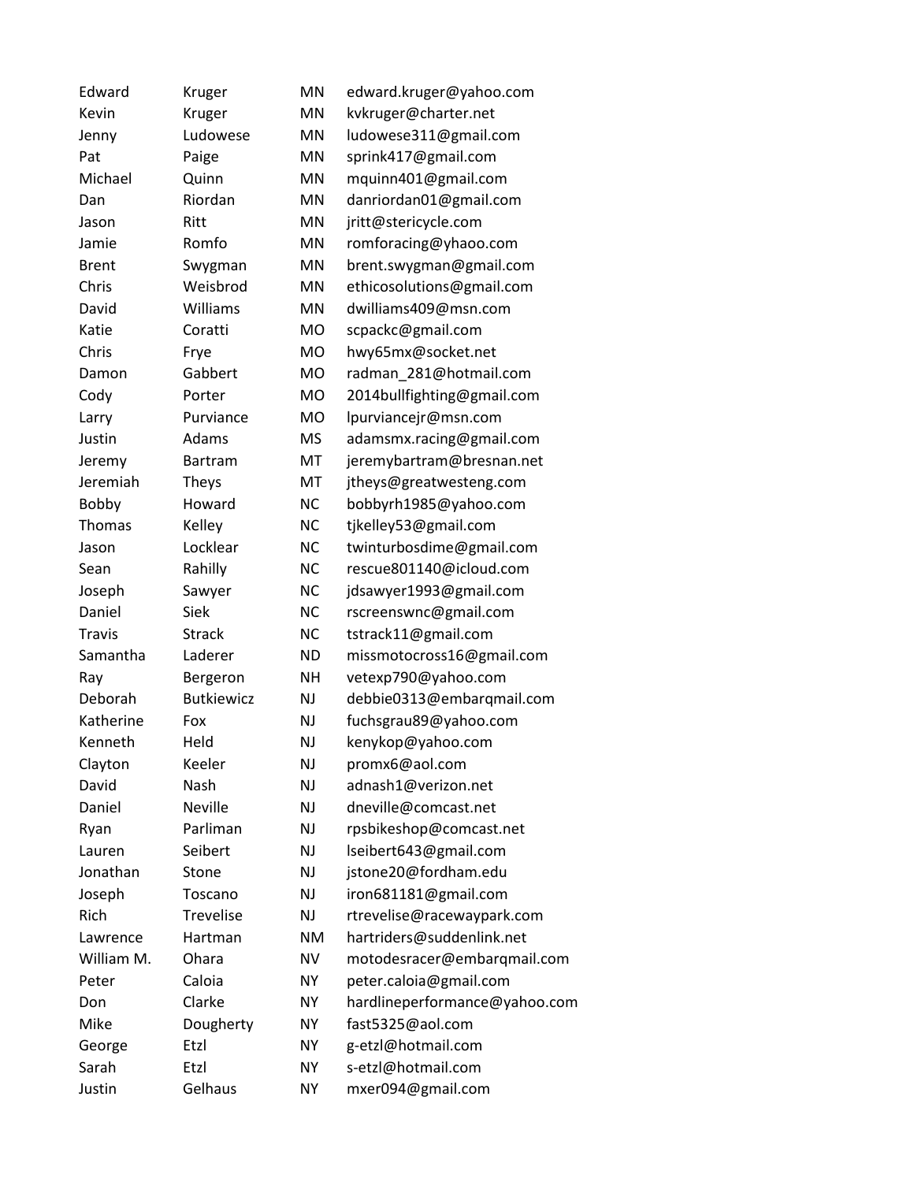| | | | |
|---|---|---|---|
| Edward | Kruger | MN | edward.kruger@yahoo.com |
| Kevin | Kruger | MN | kvkruger@charter.net |
| Jenny | Ludowese | MN | ludowese311@gmail.com |
| Pat | Paige | MN | sprink417@gmail.com |
| Michael | Quinn | MN | mquinn401@gmail.com |
| Dan | Riordan | MN | danriordan01@gmail.com |
| Jason | Ritt | MN | jritt@stericycle.com |
| Jamie | Romfo | MN | romforacing@yhaoo.com |
| Brent | Swygman | MN | brent.swygman@gmail.com |
| Chris | Weisbrod | MN | ethicosolutions@gmail.com |
| David | Williams | MN | dwilliams409@msn.com |
| Katie | Coratti | MO | scpackc@gmail.com |
| Chris | Frye | MO | hwy65mx@socket.net |
| Damon | Gabbert | MO | radman_281@hotmail.com |
| Cody | Porter | MO | 2014bullfighting@gmail.com |
| Larry | Purviance | MO | lpurviancejr@msn.com |
| Justin | Adams | MS | adamsmx.racing@gmail.com |
| Jeremy | Bartram | MT | jeremybartram@bresnan.net |
| Jeremiah | Theys | MT | jtheys@greatwesteng.com |
| Bobby | Howard | NC | bobbyrh1985@yahoo.com |
| Thomas | Kelley | NC | tjkelley53@gmail.com |
| Jason | Locklear | NC | twinturbosdime@gmail.com |
| Sean | Rahilly | NC | rescue801140@icloud.com |
| Joseph | Sawyer | NC | jdsawyer1993@gmail.com |
| Daniel | Siek | NC | rscreenswnc@gmail.com |
| Travis | Strack | NC | tstrack11@gmail.com |
| Samantha | Laderer | ND | missmotocross16@gmail.com |
| Ray | Bergeron | NH | vetexp790@yahoo.com |
| Deborah | Butkiewicz | NJ | debbie0313@embarqmail.com |
| Katherine | Fox | NJ | fuchsgrau89@yahoo.com |
| Kenneth | Held | NJ | kenykop@yahoo.com |
| Clayton | Keeler | NJ | promx6@aol.com |
| David | Nash | NJ | adnash1@verizon.net |
| Daniel | Neville | NJ | dneville@comcast.net |
| Ryan | Parliman | NJ | rpsbikeshop@comcast.net |
| Lauren | Seibert | NJ | lseibert643@gmail.com |
| Jonathan | Stone | NJ | jstone20@fordham.edu |
| Joseph | Toscano | NJ | iron681181@gmail.com |
| Rich | Trevelise | NJ | rtrevelise@racewaypark.com |
| Lawrence | Hartman | NM | hartriders@suddenlink.net |
| William M. | Ohara | NV | motodesracer@embarqmail.com |
| Peter | Caloia | NY | peter.caloia@gmail.com |
| Don | Clarke | NY | hardlineperformance@yahoo.com |
| Mike | Dougherty | NY | fast5325@aol.com |
| George | Etzl | NY | g-etzl@hotmail.com |
| Sarah | Etzl | NY | s-etzl@hotmail.com |
| Justin | Gelhaus | NY | mxer094@gmail.com |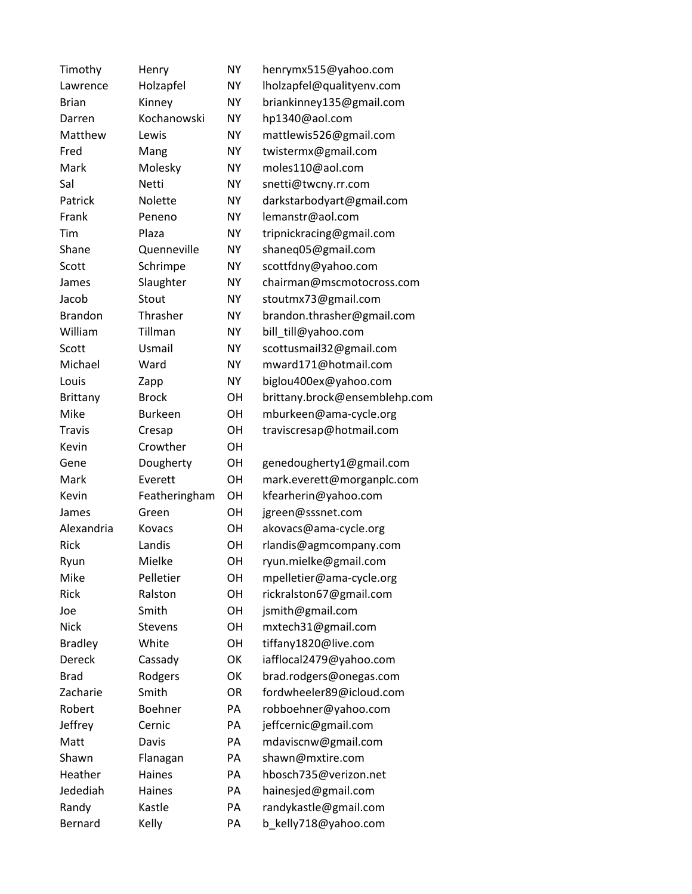| | | | |
|---|---|---|---|
| Timothy | Henry | NY | henrymx515@yahoo.com |
| Lawrence | Holzapfel | NY | lholzapfel@qualityenv.com |
| Brian | Kinney | NY | briankinney135@gmail.com |
| Darren | Kochanowski | NY | hp1340@aol.com |
| Matthew | Lewis | NY | mattlewis526@gmail.com |
| Fred | Mang | NY | twistermx@gmail.com |
| Mark | Molesky | NY | moles110@aol.com |
| Sal | Netti | NY | snetti@twcny.rr.com |
| Patrick | Nolette | NY | darkstarbodyart@gmail.com |
| Frank | Peneno | NY | lemanstr@aol.com |
| Tim | Plaza | NY | tripnickracing@gmail.com |
| Shane | Quenneville | NY | shaneq05@gmail.com |
| Scott | Schrimpe | NY | scottfdny@yahoo.com |
| James | Slaughter | NY | chairman@mscmotocross.com |
| Jacob | Stout | NY | stoutmx73@gmail.com |
| Brandon | Thrasher | NY | brandon.thrasher@gmail.com |
| William | Tillman | NY | bill_till@yahoo.com |
| Scott | Usmail | NY | scottusmail32@gmail.com |
| Michael | Ward | NY | mward171@hotmail.com |
| Louis | Zapp | NY | biglou400ex@yahoo.com |
| Brittany | Brock | OH | brittany.brock@ensemblehp.com |
| Mike | Burkeen | OH | mburkeen@ama-cycle.org |
| Travis | Cresap | OH | traviscresap@hotmail.com |
| Kevin | Crowther | OH | |
| Gene | Dougherty | OH | genedougherty1@gmail.com |
| Mark | Everett | OH | mark.everett@morganplc.com |
| Kevin | Featheringham | OH | kfearherin@yahoo.com |
| James | Green | OH | jgreen@sssnet.com |
| Alexandria | Kovacs | OH | akovacs@ama-cycle.org |
| Rick | Landis | OH | rlandis@agmcompany.com |
| Ryun | Mielke | OH | ryun.mielke@gmail.com |
| Mike | Pelletier | OH | mpelletier@ama-cycle.org |
| Rick | Ralston | OH | rickralston67@gmail.com |
| Joe | Smith | OH | jsmith@gmail.com |
| Nick | Stevens | OH | mxtech31@gmail.com |
| Bradley | White | OH | tiffany1820@live.com |
| Dereck | Cassady | OK | iafflocal2479@yahoo.com |
| Brad | Rodgers | OK | brad.rodgers@onegas.com |
| Zacharie | Smith | OR | fordwheeler89@icloud.com |
| Robert | Boehner | PA | robboehner@yahoo.com |
| Jeffrey | Cernic | PA | jeffcernic@gmail.com |
| Matt | Davis | PA | mdaviscnw@gmail.com |
| Shawn | Flanagan | PA | shawn@mxtire.com |
| Heather | Haines | PA | hbosch735@verizon.net |
| Jedediah | Haines | PA | hainesjed@gmail.com |
| Randy | Kastle | PA | randykastle@gmail.com |
| Bernard | Kelly | PA | b_kelly718@yahoo.com |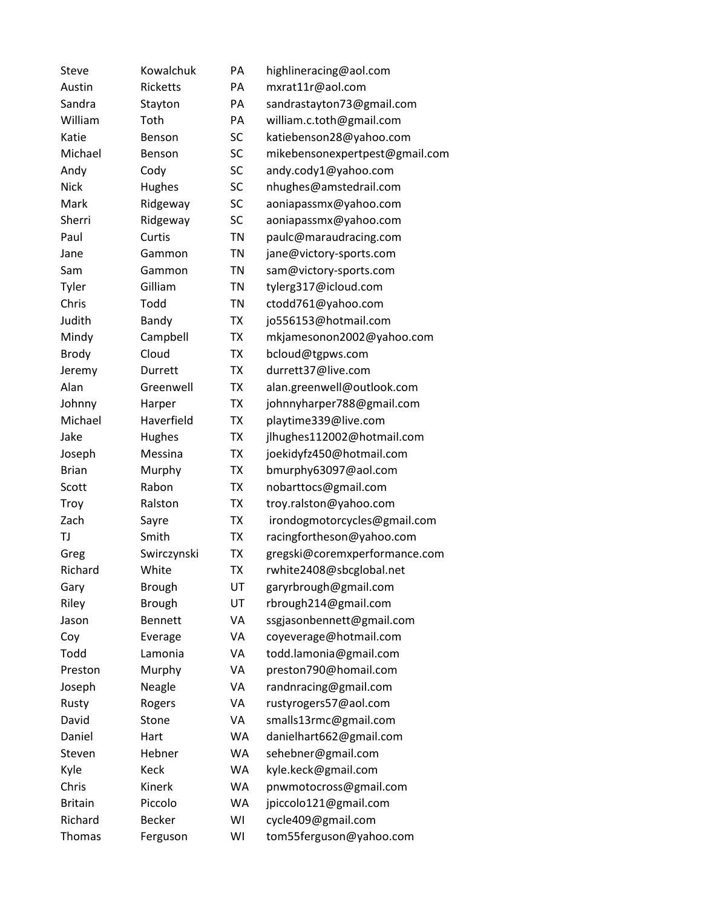| | | | |
|---|---|---|---|
| Steve | Kowalchuk | PA | highlineracing@aol.com |
| Austin | Ricketts | PA | mxrat11r@aol.com |
| Sandra | Stayton | PA | sandrastayton73@gmail.com |
| William | Toth | PA | william.c.toth@gmail.com |
| Katie | Benson | SC | katiebenson28@yahoo.com |
| Michael | Benson | SC | mikebensonexpertpest@gmail.com |
| Andy | Cody | SC | andy.cody1@yahoo.com |
| Nick | Hughes | SC | nhughes@amstedrail.com |
| Mark | Ridgeway | SC | aoniapassmx@yahoo.com |
| Sherri | Ridgeway | SC | aoniapassmx@yahoo.com |
| Paul | Curtis | TN | paulc@maraudracing.com |
| Jane | Gammon | TN | jane@victory-sports.com |
| Sam | Gammon | TN | sam@victory-sports.com |
| Tyler | Gilliam | TN | tylerg317@icloud.com |
| Chris | Todd | TN | ctodd761@yahoo.com |
| Judith | Bandy | TX | jo556153@hotmail.com |
| Mindy | Campbell | TX | mkjamesonon2002@yahoo.com |
| Brody | Cloud | TX | bcloud@tgpws.com |
| Jeremy | Durrett | TX | durrett37@live.com |
| Alan | Greenwell | TX | alan.greenwell@outlook.com |
| Johnny | Harper | TX | johnnyharper788@gmail.com |
| Michael | Haverfield | TX | playtime339@live.com |
| Jake | Hughes | TX | jlhughes112002@hotmail.com |
| Joseph | Messina | TX | joekidyfz450@hotmail.com |
| Brian | Murphy | TX | bmurphy63097@aol.com |
| Scott | Rabon | TX | nobarttocs@gmail.com |
| Troy | Ralston | TX | troy.ralston@yahoo.com |
| Zach | Sayre | TX | irondogmotorcycles@gmail.com |
| TJ | Smith | TX | racingfortheson@yahoo.com |
| Greg | Swirczynski | TX | gregski@coremxperformance.com |
| Richard | White | TX | rwhite2408@sbcglobal.net |
| Gary | Brough | UT | garyrbrough@gmail.com |
| Riley | Brough | UT | rbrough214@gmail.com |
| Jason | Bennett | VA | ssgjasonbennett@gmail.com |
| Coy | Everage | VA | coyeverage@hotmail.com |
| Todd | Lamonia | VA | todd.lamonia@gmail.com |
| Preston | Murphy | VA | preston790@homail.com |
| Joseph | Neagle | VA | randnracing@gmail.com |
| Rusty | Rogers | VA | rustyrogers57@aol.com |
| David | Stone | VA | smalls13rmc@gmail.com |
| Daniel | Hart | WA | danielhart662@gmail.com |
| Steven | Hebner | WA | sehebner@gmail.com |
| Kyle | Keck | WA | kyle.keck@gmail.com |
| Chris | Kinerk | WA | pnwmotocross@gmail.com |
| Britain | Piccolo | WA | jpiccolo121@gmail.com |
| Richard | Becker | WI | cycle409@gmail.com |
| Thomas | Ferguson | WI | tom55ferguson@yahoo.com |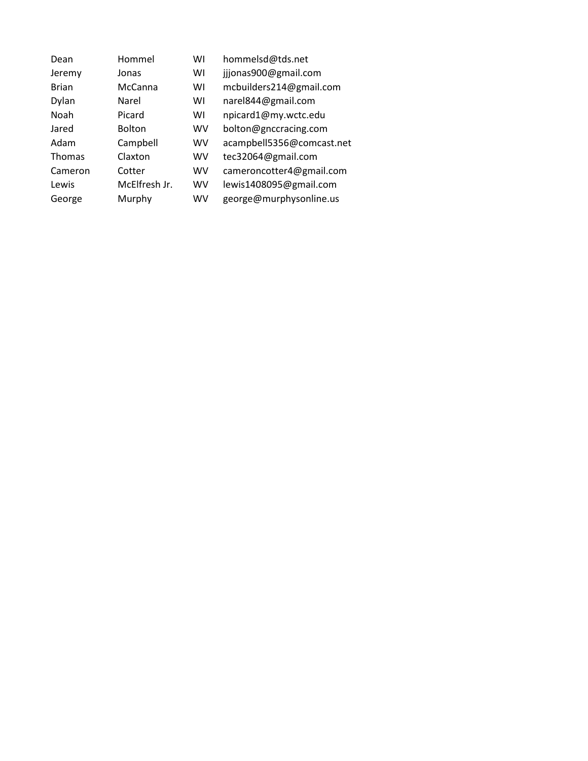| | | | |
|---|---|---|---|
| Dean | Hommel | WI | hommelsd@tds.net |
| Jeremy | Jonas | WI | jjjonas900@gmail.com |
| Brian | McCanna | WI | mcbuilders214@gmail.com |
| Dylan | Narel | WI | narel844@gmail.com |
| Noah | Picard | WI | npicard1@my.wctc.edu |
| Jared | Bolton | WV | bolton@gnccracing.com |
| Adam | Campbell | WV | acampbell5356@comcast.net |
| Thomas | Claxton | WV | tec32064@gmail.com |
| Cameron | Cotter | WV | cameroncotter4@gmail.com |
| Lewis | McElfresh Jr. | WV | lewis1408095@gmail.com |
| George | Murphy | WV | george@murphysonline.us |